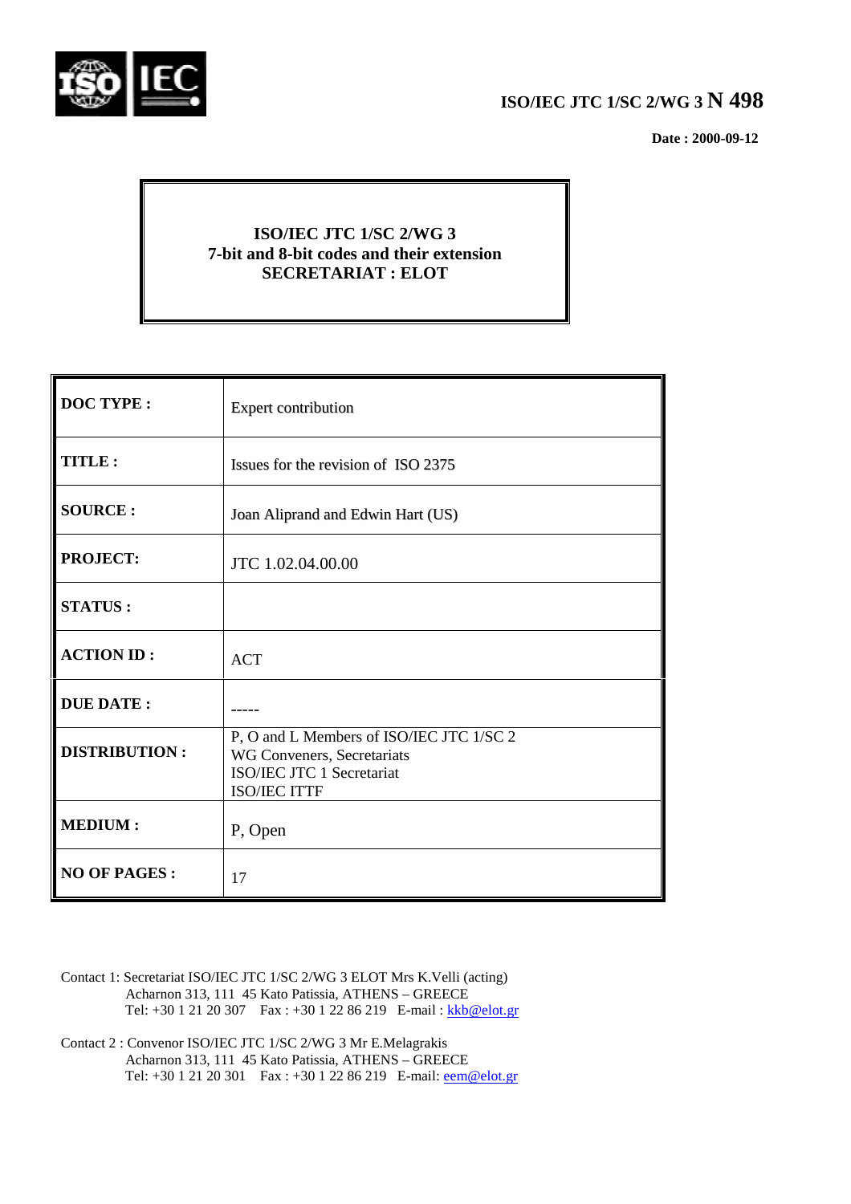**ISO/IEC JTC 1/SC 2/WG 3 N 498**

**Date : 2000-09-12**

**ISO/IEC JTC 1/SC 2/WG 3**
**7-bit and 8-bit codes and their extension**
**SECRETARIAT : ELOT**

| | |
|---|---|
| **DOC TYPE :** | Expert contribution |
| **TITLE :** | Issues for the revision of ISO 2375 |
| **SOURCE :** | Joan Aliprand and Edwin Hart (US) |
| **PROJECT:** | JTC 1.02.04.00.00 |
| **STATUS :** | |
| **ACTION ID :** | ACT |
| **DUE DATE :** | ----- |
| **DISTRIBUTION :** | P, O and L Members of ISO/IEC JTC 1/SC 2<br>WG Conveners, Secretariats<br>ISO/IEC JTC 1 Secretariat<br>ISO/IEC ITTF |
| **MEDIUM :** | P, Open |
| **NO OF PAGES :** | 17 |

Contact 1: Secretariat ISO/IEC JTC 1/SC 2/WG 3 ELOT Mrs K.Velli (acting)
Acharnon 313, 111 45 Kato Patissia, ATHENS – GREECE
Tel: +30 1 21 20 307 Fax : +30 1 22 86 219 E-mail : kkb@elot.gr

Contact 2 : Convenor ISO/IEC JTC 1/SC 2/WG 3 Mr E.Melagrakis
Acharnon 313, 111 45 Kato Patissia, ATHENS – GREECE
Tel: +30 1 21 20 301 Fax : +30 1 22 86 219 E-mail: eem@elot.gr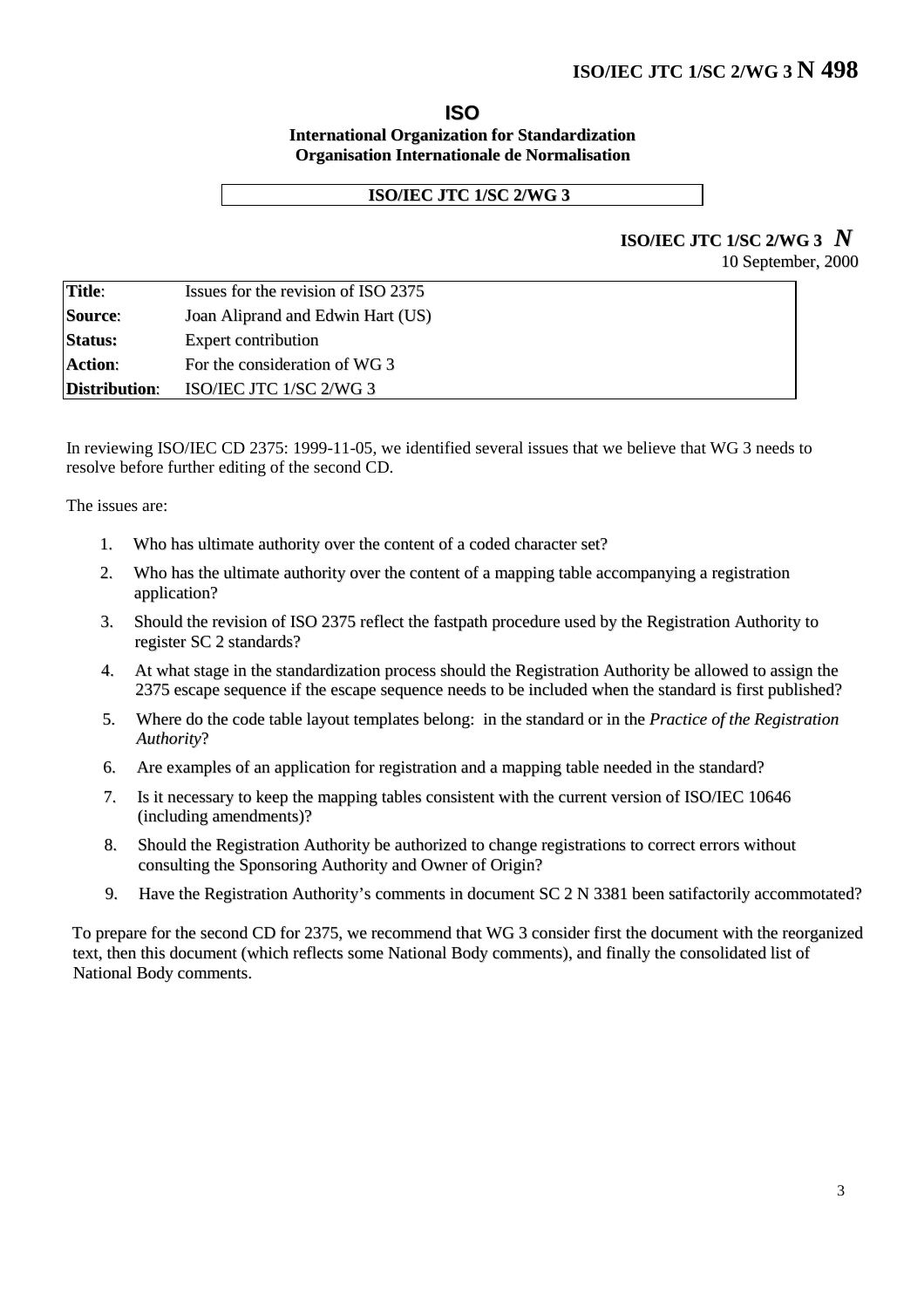**ISO/IEC JTC 1/SC 2/WG 3 N 498**

**ISO**

**International Organization for Standardization**
**Organisation Internationale de Normalisation**

**ISO/IEC JTC 1/SC 2/WG 3**

**ISO/IEC JTC 1/SC 2/WG 3** ***N***
10 September, 2000

| | |
|---|---|
| **Title**: | Issues for the revision of ISO 2375 |
| **Source**: | Joan Aliprand and Edwin Hart (US) |
| **Status:** | Expert contribution |
| **Action**: | For the consideration of WG 3 |
| **Distribution**: | ISO/IEC JTC 1/SC 2/WG 3 |

In reviewing ISO/IEC CD 2375: 1999-11-05, we identified several issues that we believe that WG 3 needs to resolve before further editing of the second CD.

The issues are:

1. Who has ultimate authority over the content of a coded character set?
2. Who has the ultimate authority over the content of a mapping table accompanying a registration application?
3. Should the revision of ISO 2375 reflect the fastpath procedure used by the Registration Authority to register SC 2 standards?
4. At what stage in the standardization process should the Registration Authority be allowed to assign the 2375 escape sequence if the escape sequence needs to be included when the standard is first published?
5. Where do the code table layout templates belong: in the standard or in the *Practice of the Registration Authority*?
6. Are examples of an application for registration and a mapping table needed in the standard?
7. Is it necessary to keep the mapping tables consistent with the current version of ISO/IEC 10646 (including amendments)?
8. Should the Registration Authority be authorized to change registrations to correct errors without consulting the Sponsoring Authority and Owner of Origin?
9. Have the Registration Authority's comments in document SC 2 N 3381 been satifactorily accommotated?

To prepare for the second CD for 2375, we recommend that WG 3 consider first the document with the reorganized text, then this document (which reflects some National Body comments), and finally the consolidated list of National Body comments.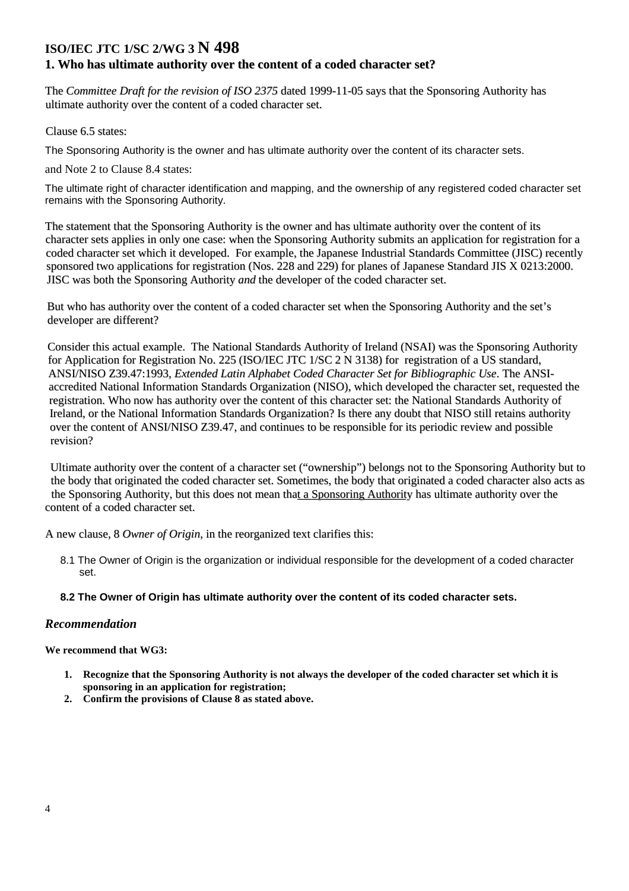# ISO/IEC JTC 1/SC 2/WG 3 N 498

## 1. Who has ultimate authority over the content of a coded character set?

The *Committee Draft for the revision of ISO 2375* dated 1999-11-05 says that the Sponsoring Authority has ultimate authority over the content of a coded character set.

Clause 6.5 states:

The Sponsoring Authority is the owner and has ultimate authority over the content of its character sets.

and Note 2 to Clause 8.4 states:

The ultimate right of character identification and mapping, and the ownership of any registered coded character set remains with the Sponsoring Authority.

The statement that the Sponsoring Authority is the owner and has ultimate authority over the content of its character sets applies in only one case: when the Sponsoring Authority submits an application for registration for a coded character set which it developed. For example, the Japanese Industrial Standards Committee (JISC) recently sponsored two applications for registration (Nos. 228 and 229) for planes of Japanese Standard JIS X 0213:2000. JISC was both the Sponsoring Authority *and* the developer of the coded character set.

But who has authority over the content of a coded character set when the Sponsoring Authority and the set's developer are different?

Consider this actual example. The National Standards Authority of Ireland (NSAI) was the Sponsoring Authority for Application for Registration No. 225 (ISO/IEC JTC 1/SC 2 N 3138) for registration of a US standard, ANSI/NISO Z39.47:1993, *Extended Latin Alphabet Coded Character Set for Bibliographic Use*. The ANSI-accredited National Information Standards Organization (NISO), which developed the character set, requested the registration. Who now has authority over the content of this character set: the National Standards Authority of Ireland, or the National Information Standards Organization? Is there any doubt that NISO still retains authority over the content of ANSI/NISO Z39.47, and continues to be responsible for its periodic review and possible revision?

Ultimate authority over the content of a character set ("ownership") belongs not to the Sponsoring Authority but to the body that originated the coded character set. Sometimes, the body that originated a coded character also acts as the Sponsoring Authority, but this does not mean that a Sponsoring Authority has ultimate authority over the content of a coded character set.

A new clause, 8 *Owner of Origin*, in the reorganized text clarifies this:

8.1 The Owner of Origin is the organization or individual responsible for the development of a coded character set.

**8.2 The Owner of Origin has ultimate authority over the content of its coded character sets.**

### *Recommendation*

**We recommend that WG3:**

1. **Recognize that the Sponsoring Authority is not always the developer of the coded character set which it is sponsoring in an application for registration;**
2. **Confirm the provisions of Clause 8 as stated above.**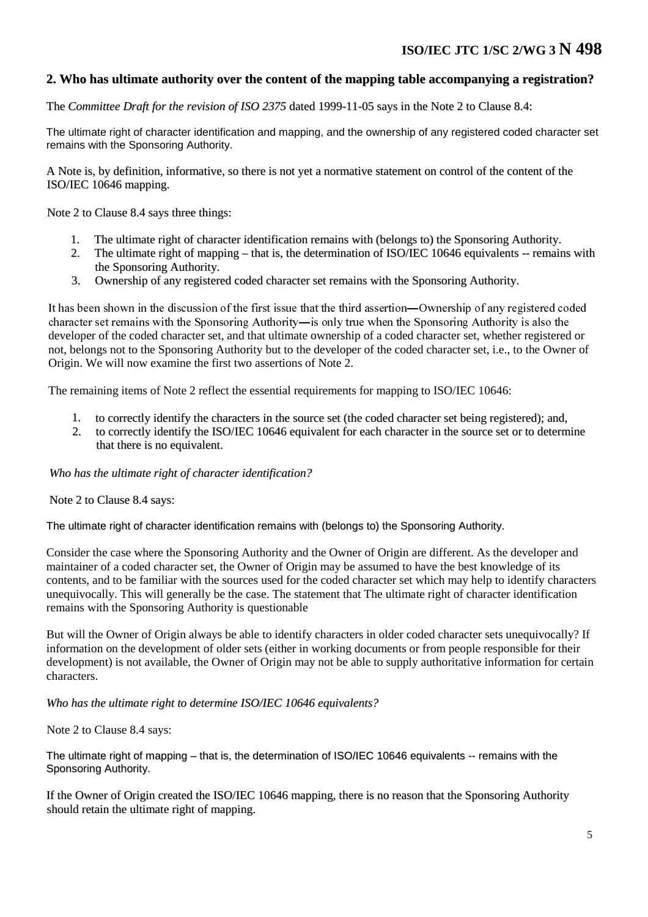## 2. Who has ultimate authority over the content of the mapping table accompanying a registration?

The *Committee Draft for the revision of ISO 2375* dated 1999-11-05 says in the Note 2 to Clause 8.4:

The ultimate right of character identification and mapping, and the ownership of any registered coded character set remains with the Sponsoring Authority.

A Note is, by definition, informative, so there is not yet a normative statement on control of the content of the ISO/IEC 10646 mapping.

Note 2 to Clause 8.4 says three things:

1. The ultimate right of character identification remains with (belongs to) the Sponsoring Authority.
2. The ultimate right of mapping – that is, the determination of ISO/IEC 10646 equivalents -- remains with the Sponsoring Authority.
3. Ownership of any registered coded character set remains with the Sponsoring Authority.

It has been shown in the discussion of the first issue that the third assertion—Ownership of any registered coded character set remains with the Sponsoring Authority—is only true when the Sponsoring Authority is also the developer of the coded character set, and that ultimate ownership of a coded character set, whether registered or not, belongs not to the Sponsoring Authority but to the developer of the coded character set, i.e., to the Owner of Origin. We will now examine the first two assertions of Note 2.

The remaining items of Note 2 reflect the essential requirements for mapping to ISO/IEC 10646:

1. to correctly identify the characters in the source set (the coded character set being registered); and,
2. to correctly identify the ISO/IEC 10646 equivalent for each character in the source set or to determine that there is no equivalent.

*Who has the ultimate right of character identification?*

Note 2 to Clause 8.4 says:

The ultimate right of character identification remains with (belongs to) the Sponsoring Authority.

Consider the case where the Sponsoring Authority and the Owner of Origin are different. As the developer and maintainer of a coded character set, the Owner of Origin may be assumed to have the best knowledge of its contents, and to be familiar with the sources used for the coded character set which may help to identify characters unequivocally. This will generally be the case. The statement that The ultimate right of character identification remains with the Sponsoring Authority is questionable

But will the Owner of Origin always be able to identify characters in older coded character sets unequivocally? If information on the development of older sets (either in working documents or from people responsible for their development) is not available, the Owner of Origin may not be able to supply authoritative information for certain characters.

*Who has the ultimate right to determine ISO/IEC 10646 equivalents?*

Note 2 to Clause 8.4 says:

The ultimate right of mapping – that is, the determination of ISO/IEC 10646 equivalents -- remains with the Sponsoring Authority.

If the Owner of Origin created the ISO/IEC 10646 mapping, there is no reason that the Sponsoring Authority should retain the ultimate right of mapping.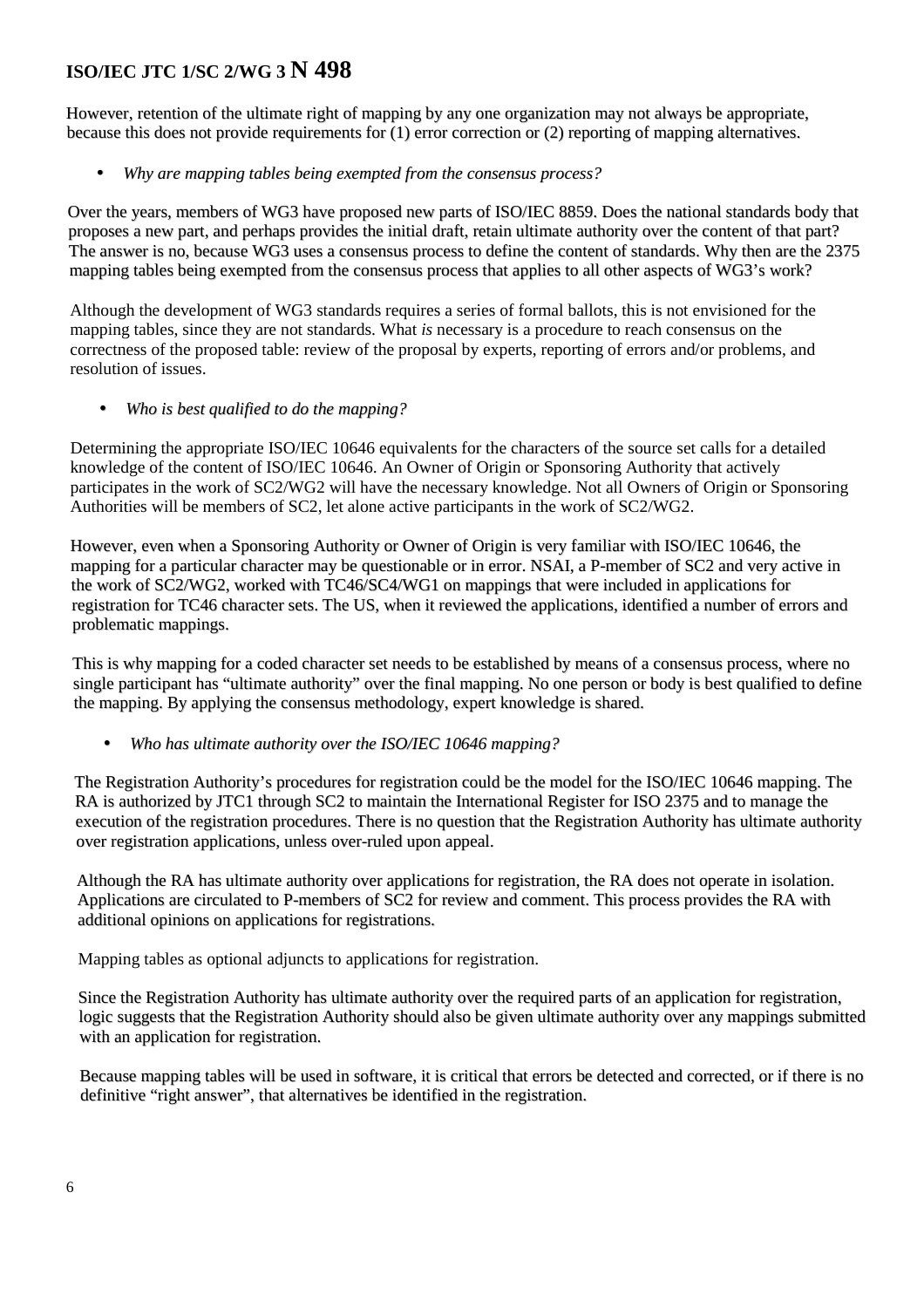However, retention of the ultimate right of mapping by any one organization may not always be appropriate, because this does not provide requirements for (1) error correction or (2) reporting of mapping alternatives.

- *Why are mapping tables being exempted from the consensus process?*

Over the years, members of WG3 have proposed new parts of ISO/IEC 8859. Does the national standards body that proposes a new part, and perhaps provides the initial draft, retain ultimate authority over the content of that part? The answer is no, because WG3 uses a consensus process to define the content of standards. Why then are the 2375 mapping tables being exempted from the consensus process that applies to all other aspects of WG3's work?

Although the development of WG3 standards requires a series of formal ballots, this is not envisioned for the mapping tables, since they are not standards. What *is* necessary is a procedure to reach consensus on the correctness of the proposed table: review of the proposal by experts, reporting of errors and/or problems, and resolution of issues.

- *Who is best qualified to do the mapping?*

Determining the appropriate ISO/IEC 10646 equivalents for the characters of the source set calls for a detailed knowledge of the content of ISO/IEC 10646. An Owner of Origin or Sponsoring Authority that actively participates in the work of SC2/WG2 will have the necessary knowledge. Not all Owners of Origin or Sponsoring Authorities will be members of SC2, let alone active participants in the work of SC2/WG2.

However, even when a Sponsoring Authority or Owner of Origin is very familiar with ISO/IEC 10646, the mapping for a particular character may be questionable or in error. NSAI, a P-member of SC2 and very active in the work of SC2/WG2, worked with TC46/SC4/WG1 on mappings that were included in applications for registration for TC46 character sets. The US, when it reviewed the applications, identified a number of errors and problematic mappings.

This is why mapping for a coded character set needs to be established by means of a consensus process, where no single participant has "ultimate authority" over the final mapping. No one person or body is best qualified to define the mapping. By applying the consensus methodology, expert knowledge is shared.

- *Who has ultimate authority over the ISO/IEC 10646 mapping?*

The Registration Authority's procedures for registration could be the model for the ISO/IEC 10646 mapping. The RA is authorized by JTC1 through SC2 to maintain the International Register for ISO 2375 and to manage the execution of the registration procedures. There is no question that the Registration Authority has ultimate authority over registration applications, unless over-ruled upon appeal.

Although the RA has ultimate authority over applications for registration, the RA does not operate in isolation. Applications are circulated to P-members of SC2 for review and comment. This process provides the RA with additional opinions on applications for registrations.

Mapping tables as optional adjuncts to applications for registration.

Since the Registration Authority has ultimate authority over the required parts of an application for registration, logic suggests that the Registration Authority should also be given ultimate authority over any mappings submitted with an application for registration.

Because mapping tables will be used in software, it is critical that errors be detected and corrected, or if there is no definitive "right answer", that alternatives be identified in the registration.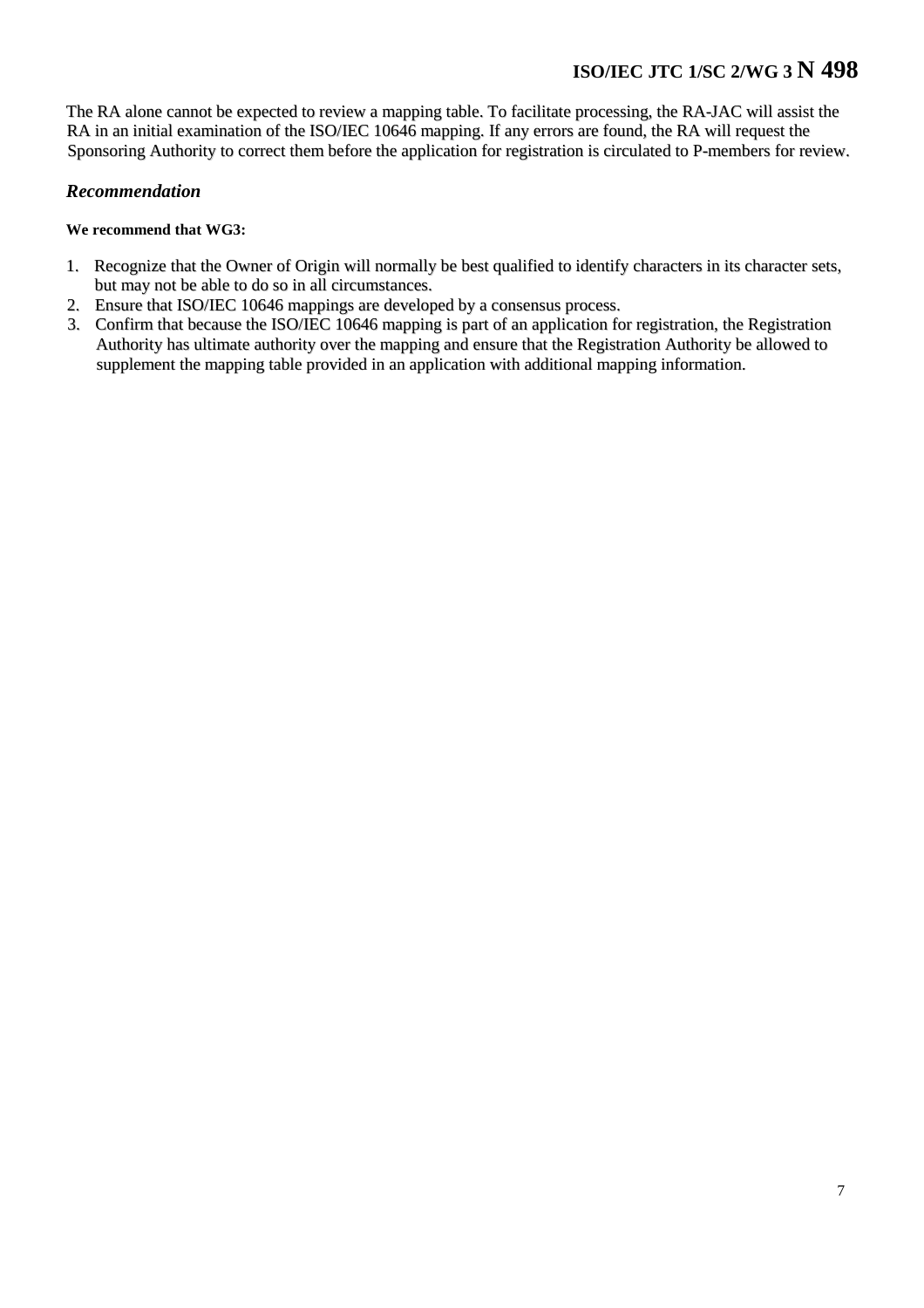The RA alone cannot be expected to review a mapping table. To facilitate processing, the RA-JAC will assist the RA in an initial examination of the ISO/IEC 10646 mapping. If any errors are found, the RA will request the Sponsoring Authority to correct them before the application for registration is circulated to P-members for review.

### *Recommendation*

**We recommend that WG3:**

1. Recognize that the Owner of Origin will normally be best qualified to identify characters in its character sets, but may not be able to do so in all circumstances.
2. Ensure that ISO/IEC 10646 mappings are developed by a consensus process.
3. Confirm that because the ISO/IEC 10646 mapping is part of an application for registration, the Registration Authority has ultimate authority over the mapping and ensure that the Registration Authority be allowed to supplement the mapping table provided in an application with additional mapping information.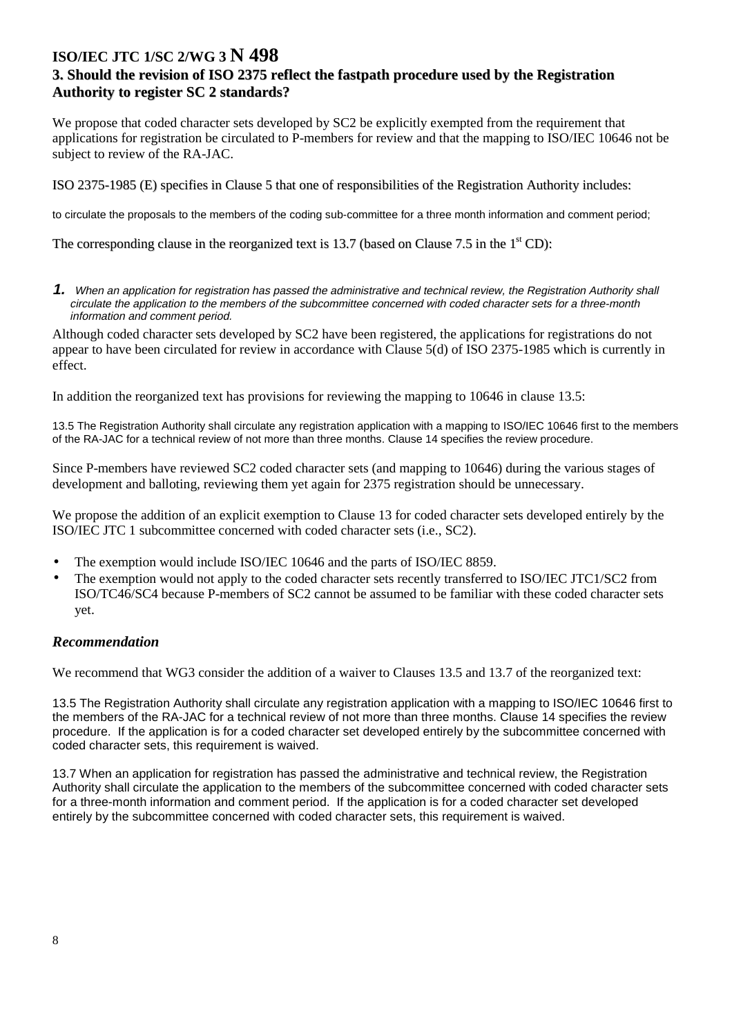**ISO/IEC JTC 1/SC 2/WG 3 N 498**

### 3. Should the revision of ISO 2375 reflect the fastpath procedure used by the Registration Authority to register SC 2 standards?

We propose that coded character sets developed by SC2 be explicitly exempted from the requirement that applications for registration be circulated to P-members for review and that the mapping to ISO/IEC 10646 not be subject to review of the RA-JAC.

ISO 2375-1985 (E) specifies in Clause 5 that one of responsibilities of the Registration Authority includes:

to circulate the proposals to the members of the coding sub-committee for a three month information and comment period;

The corresponding clause in the reorganized text is 13.7 (based on Clause 7.5 in the 1st CD):

***1.*** *When an application for registration has passed the administrative and technical review, the Registration Authority shall circulate the application to the members of the subcommittee concerned with coded character sets for a three-month information and comment period.*

Although coded character sets developed by SC2 have been registered, the applications for registrations do not appear to have been circulated for review in accordance with Clause 5(d) of ISO 2375-1985 which is currently in effect.

In addition the reorganized text has provisions for reviewing the mapping to 10646 in clause 13.5:

13.5 The Registration Authority shall circulate any registration application with a mapping to ISO/IEC 10646 first to the members of the RA-JAC for a technical review of not more than three months. Clause 14 specifies the review procedure.

Since P-members have reviewed SC2 coded character sets (and mapping to 10646) during the various stages of development and balloting, reviewing them yet again for 2375 registration should be unnecessary.

We propose the addition of an explicit exemption to Clause 13 for coded character sets developed entirely by the ISO/IEC JTC 1 subcommittee concerned with coded character sets (i.e., SC2).

- The exemption would include ISO/IEC 10646 and the parts of ISO/IEC 8859.
- The exemption would not apply to the coded character sets recently transferred to ISO/IEC JTC1/SC2 from ISO/TC46/SC4 because P-members of SC2 cannot be assumed to be familiar with these coded character sets yet.

### *Recommendation*

We recommend that WG3 consider the addition of a waiver to Clauses 13.5 and 13.7 of the reorganized text:

13.5 The Registration Authority shall circulate any registration application with a mapping to ISO/IEC 10646 first to the members of the RA-JAC for a technical review of not more than three months. Clause 14 specifies the review procedure. If the application is for a coded character set developed entirely by the subcommittee concerned with coded character sets, this requirement is waived.

13.7 When an application for registration has passed the administrative and technical review, the Registration Authority shall circulate the application to the members of the subcommittee concerned with coded character sets for a three-month information and comment period. If the application is for a coded character set developed entirely by the subcommittee concerned with coded character sets, this requirement is waived.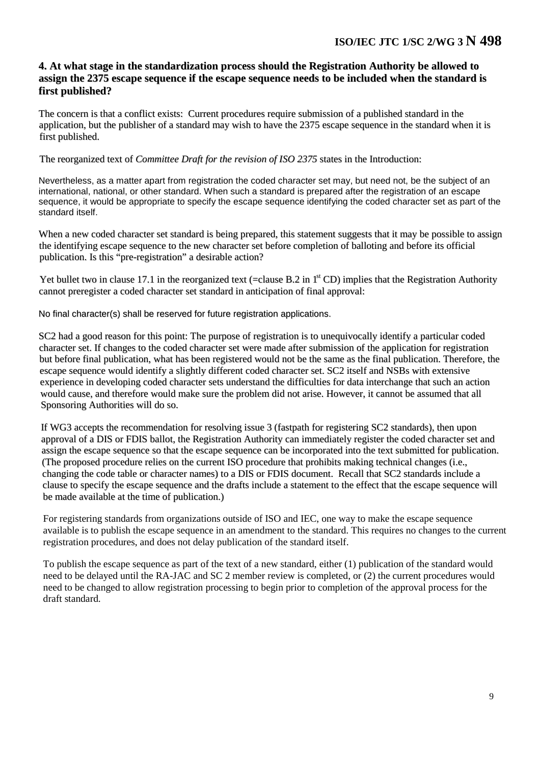### 4. At what stage in the standardization process should the Registration Authority be allowed to assign the 2375 escape sequence if the escape sequence needs to be included when the standard is first published?

The concern is that a conflict exists: Current procedures require submission of a published standard in the application, but the publisher of a standard may wish to have the 2375 escape sequence in the standard when it is first published.

The reorganized text of *Committee Draft for the revision of ISO 2375* states in the Introduction:

> Nevertheless, as a matter apart from registration the coded character set may, but need not, be the subject of an international, national, or other standard. When such a standard is prepared after the registration of an escape sequence, it would be appropriate to specify the escape sequence identifying the coded character set as part of the standard itself.

When a new coded character set standard is being prepared, this statement suggests that it may be possible to assign the identifying escape sequence to the new character set before completion of balloting and before its official publication. Is this "pre-registration" a desirable action?

Yet bullet two in clause 17.1 in the reorganized text (=clause B.2 in 1st CD) implies that the Registration Authority cannot preregister a coded character set standard in anticipation of final approval:

> No final character(s) shall be reserved for future registration applications.

SC2 had a good reason for this point: The purpose of registration is to unequivocally identify a particular coded character set. If changes to the coded character set were made after submission of the application for registration but before final publication, what has been registered would not be the same as the final publication. Therefore, the escape sequence would identify a slightly different coded character set. SC2 itself and NSBs with extensive experience in developing coded character sets understand the difficulties for data interchange that such an action would cause, and therefore would make sure the problem did not arise. However, it cannot be assumed that all Sponsoring Authorities will do so.

If WG3 accepts the recommendation for resolving issue 3 (fastpath for registering SC2 standards), then upon approval of a DIS or FDIS ballot, the Registration Authority can immediately register the coded character set and assign the escape sequence so that the escape sequence can be incorporated into the text submitted for publication. (The proposed procedure relies on the current ISO procedure that prohibits making technical changes (i.e., changing the code table or character names) to a DIS or FDIS document. Recall that SC2 standards include a clause to specify the escape sequence and the drafts include a statement to the effect that the escape sequence will be made available at the time of publication.)

For registering standards from organizations outside of ISO and IEC, one way to make the escape sequence available is to publish the escape sequence in an amendment to the standard. This requires no changes to the current registration procedures, and does not delay publication of the standard itself.

To publish the escape sequence as part of the text of a new standard, either (1) publication of the standard would need to be delayed until the RA-JAC and SC 2 member review is completed, or (2) the current procedures would need to be changed to allow registration processing to begin prior to completion of the approval process for the draft standard.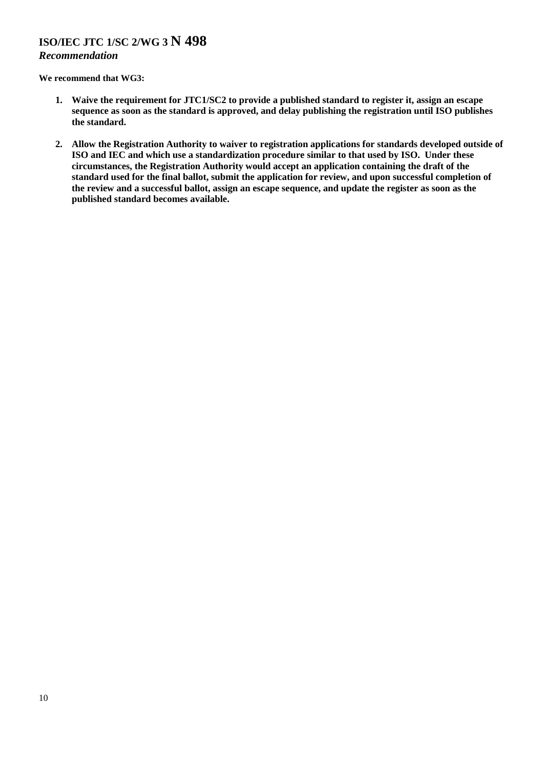**ISO/IEC JTC 1/SC 2/WG 3 N 498**
***Recommendation***

**We recommend that WG3:**

1. **Waive the requirement for JTC1/SC2 to provide a published standard to register it, assign an escape sequence as soon as the standard is approved, and delay publishing the registration until ISO publishes the standard.**

2. **Allow the Registration Authority to waiver to registration applications for standards developed outside of ISO and IEC and which use a standardization procedure similar to that used by ISO. Under these circumstances, the Registration Authority would accept an application containing the draft of the standard used for the final ballot, submit the application for review, and upon successful completion of the review and a successful ballot, assign an escape sequence, and update the register as soon as the published standard becomes available.**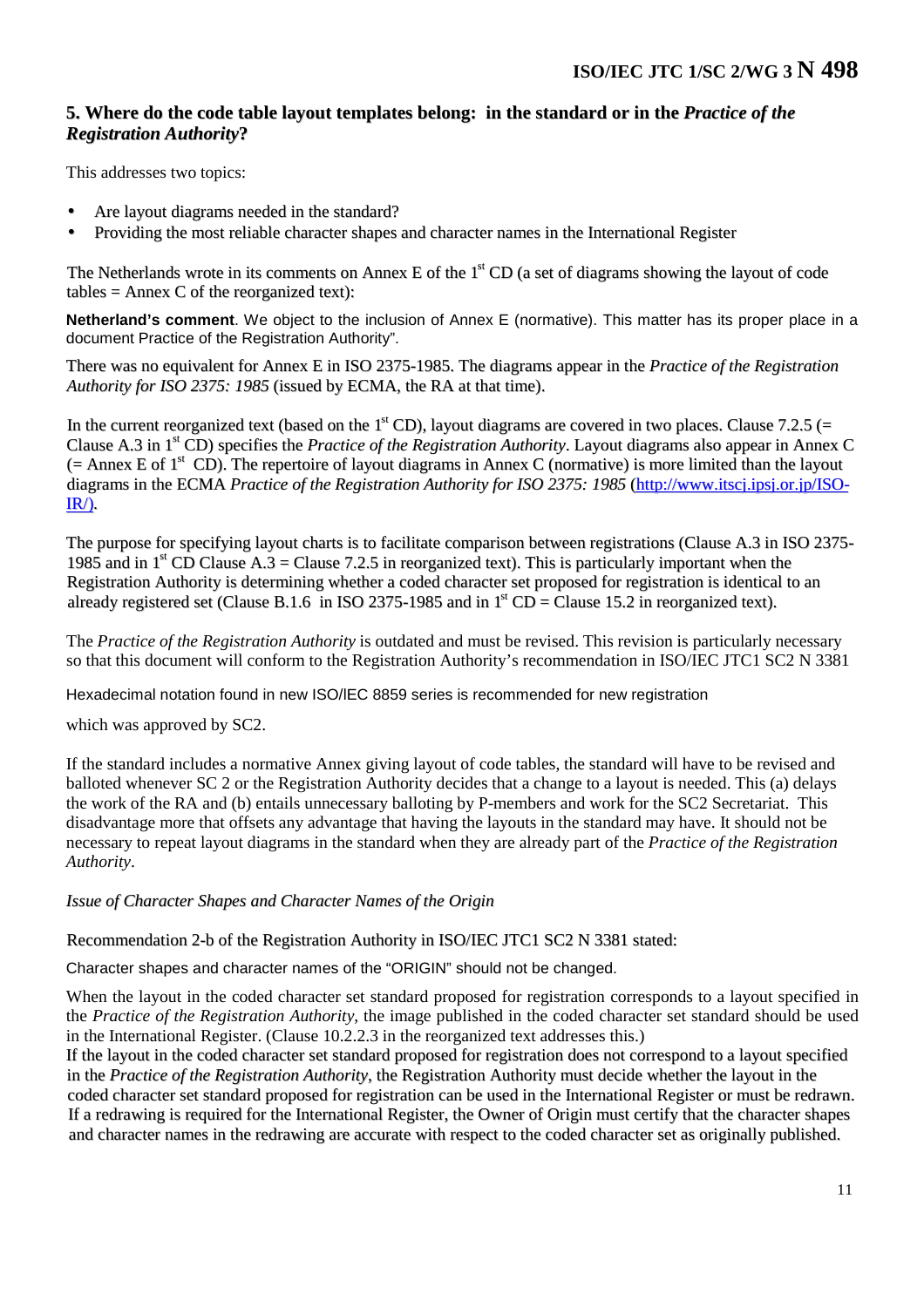## 5. Where do the code table layout templates belong: in the standard or in the *Practice of the Registration Authority*?

This addresses two topics:

- Are layout diagrams needed in the standard?
- Providing the most reliable character shapes and character names in the International Register

The Netherlands wrote in its comments on Annex E of the 1st CD (a set of diagrams showing the layout of code tables = Annex C of the reorganized text):

**Netherland's comment**. We object to the inclusion of Annex E (normative). This matter has its proper place in a document Practice of the Registration Authority".

There was no equivalent for Annex E in ISO 2375-1985. The diagrams appear in the *Practice of the Registration Authority for ISO 2375: 1985* (issued by ECMA, the RA at that time).

In the current reorganized text (based on the 1st CD), layout diagrams are covered in two places. Clause 7.2.5 (= Clause A.3 in 1st CD) specifies the *Practice of the Registration Authority*. Layout diagrams also appear in Annex C (= Annex E of 1st CD). The repertoire of layout diagrams in Annex C (normative) is more limited than the layout diagrams in the ECMA *Practice of the Registration Authority for ISO 2375: 1985* (http://www.itscj.ipsj.or.jp/ISO-IR/).

The purpose for specifying layout charts is to facilitate comparison between registrations (Clause A.3 in ISO 2375-1985 and in 1st CD Clause A.3 = Clause 7.2.5 in reorganized text). This is particularly important when the Registration Authority is determining whether a coded character set proposed for registration is identical to an already registered set (Clause B.1.6 in ISO 2375-1985 and in 1st CD = Clause 15.2 in reorganized text).

The *Practice of the Registration Authority* is outdated and must be revised. This revision is particularly necessary so that this document will conform to the Registration Authority's recommendation in ISO/IEC JTC1 SC2 N 3381

Hexadecimal notation found in new ISO/IEC 8859 series is recommended for new registration

which was approved by SC2.

If the standard includes a normative Annex giving layout of code tables, the standard will have to be revised and balloted whenever SC 2 or the Registration Authority decides that a change to a layout is needed. This (a) delays the work of the RA and (b) entails unnecessary balloting by P-members and work for the SC2 Secretariat. This disadvantage more that offsets any advantage that having the layouts in the standard may have. It should not be necessary to repeat layout diagrams in the standard when they are already part of the *Practice of the Registration Authority*.

*Issue of Character Shapes and Character Names of the Origin*

Recommendation 2-b of the Registration Authority in ISO/IEC JTC1 SC2 N 3381 stated:

Character shapes and character names of the "ORIGIN" should not be changed.

When the layout in the coded character set standard proposed for registration corresponds to a layout specified in the *Practice of the Registration Authority*, the image published in the coded character set standard should be used in the International Register. (Clause 10.2.2.3 in the reorganized text addresses this.)
If the layout in the coded character set standard proposed for registration does not correspond to a layout specified in the *Practice of the Registration Authority*, the Registration Authority must decide whether the layout in the coded character set standard proposed for registration can be used in the International Register or must be redrawn. If a redrawing is required for the International Register, the Owner of Origin must certify that the character shapes and character names in the redrawing are accurate with respect to the coded character set as originally published.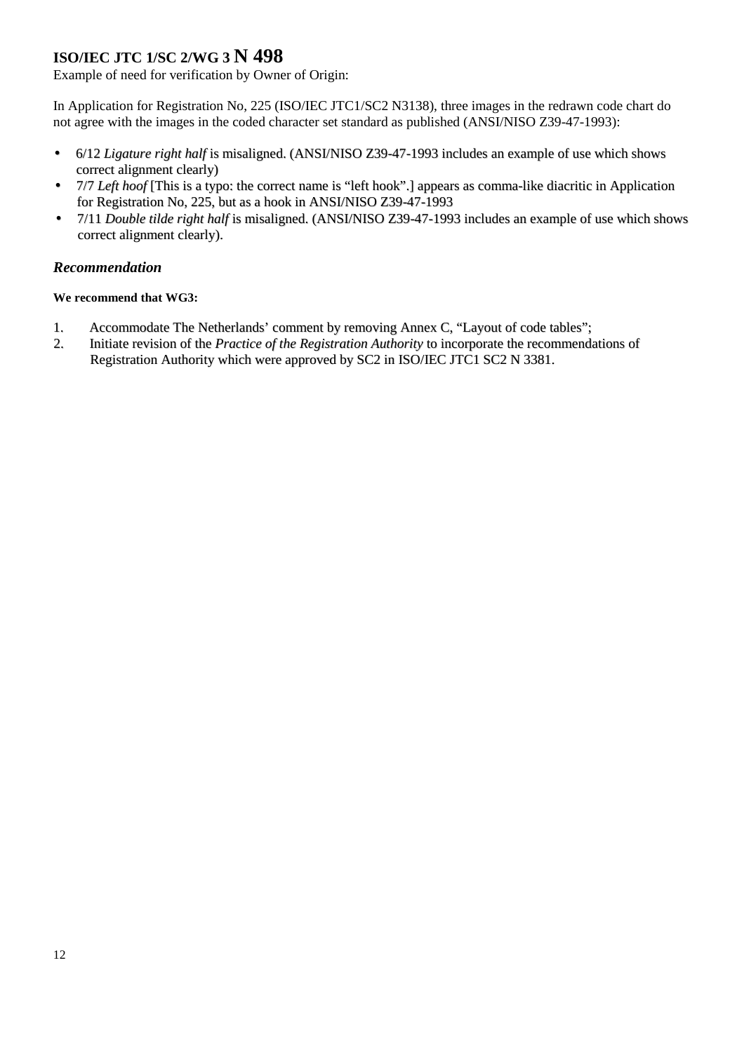**ISO/IEC JTC 1/SC 2/WG 3 N 498**

Example of need for verification by Owner of Origin:

In Application for Registration No, 225 (ISO/IEC JTC1/SC2 N3138), three images in the redrawn code chart do not agree with the images in the coded character set standard as published (ANSI/NISO Z39-47-1993):

- 6/12 *Ligature right half* is misaligned. (ANSI/NISO Z39-47-1993 includes an example of use which shows correct alignment clearly)
- 7/7 *Left hoof* [This is a typo: the correct name is "left hook".] appears as comma-like diacritic in Application for Registration No, 225, but as a hook in ANSI/NISO Z39-47-1993
- 7/11 *Double tilde right half* is misaligned. (ANSI/NISO Z39-47-1993 includes an example of use which shows correct alignment clearly).

### *Recommendation*

**We recommend that WG3:**

1. Accommodate The Netherlands' comment by removing Annex C, "Layout of code tables";
2. Initiate revision of the *Practice of the Registration Authority* to incorporate the recommendations of Registration Authority which were approved by SC2 in ISO/IEC JTC1 SC2 N 3381.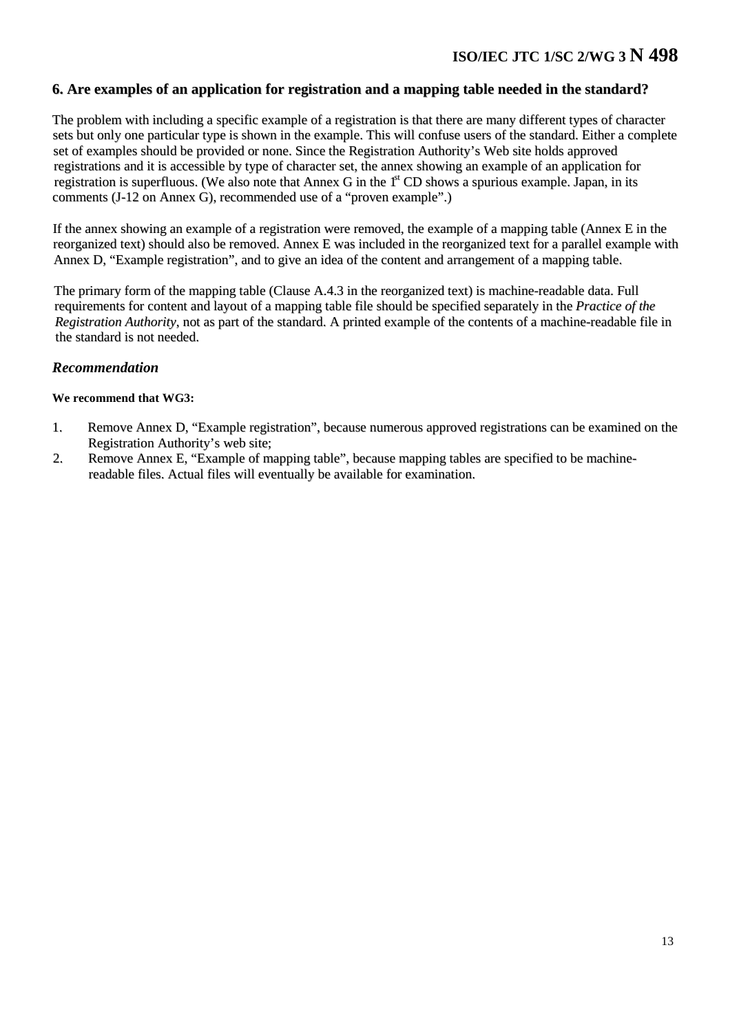## 6. Are examples of an application for registration and a mapping table needed in the standard?

The problem with including a specific example of a registration is that there are many different types of character sets but only one particular type is shown in the example. This will confuse users of the standard. Either a complete set of examples should be provided or none. Since the Registration Authority's Web site holds approved registrations and it is accessible by type of character set, the annex showing an example of an application for registration is superfluous. (We also note that Annex G in the 1st CD shows a spurious example. Japan, in its comments (J-12 on Annex G), recommended use of a "proven example".)

If the annex showing an example of a registration were removed, the example of a mapping table (Annex E in the reorganized text) should also be removed. Annex E was included in the reorganized text for a parallel example with Annex D, "Example registration", and to give an idea of the content and arrangement of a mapping table.

The primary form of the mapping table (Clause A.4.3 in the reorganized text) is machine-readable data. Full requirements for content and layout of a mapping table file should be specified separately in the *Practice of the Registration Authority*, not as part of the standard. A printed example of the contents of a machine-readable file in the standard is not needed.

### *Recommendation*

**We recommend that WG3:**

1. Remove Annex D, "Example registration", because numerous approved registrations can be examined on the Registration Authority's web site;
2. Remove Annex E, "Example of mapping table", because mapping tables are specified to be machine-readable files. Actual files will eventually be available for examination.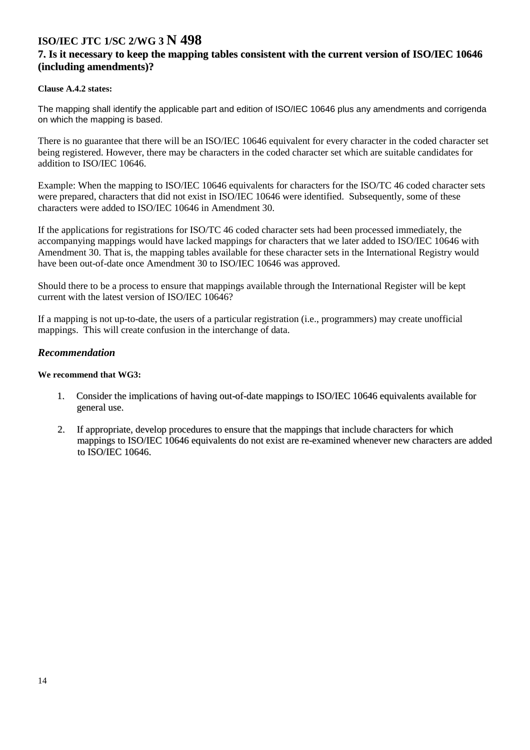## 7. Is it necessary to keep the mapping tables consistent with the current version of ISO/IEC 10646 (including amendments)?

**Clause A.4.2 states:**

The mapping shall identify the applicable part and edition of ISO/IEC 10646 plus any amendments and corrigenda on which the mapping is based.

There is no guarantee that there will be an ISO/IEC 10646 equivalent for every character in the coded character set being registered. However, there may be characters in the coded character set which are suitable candidates for addition to ISO/IEC 10646.

Example: When the mapping to ISO/IEC 10646 equivalents for characters for the ISO/TC 46 coded character sets were prepared, characters that did not exist in ISO/IEC 10646 were identified. Subsequently, some of these characters were added to ISO/IEC 10646 in Amendment 30.

If the applications for registrations for ISO/TC 46 coded character sets had been processed immediately, the accompanying mappings would have lacked mappings for characters that we later added to ISO/IEC 10646 with Amendment 30. That is, the mapping tables available for these character sets in the International Registry would have been out-of-date once Amendment 30 to ISO/IEC 10646 was approved.

Should there to be a process to ensure that mappings available through the International Register will be kept current with the latest version of ISO/IEC 10646?

If a mapping is not up-to-date, the users of a particular registration (i.e., programmers) may create unofficial mappings. This will create confusion in the interchange of data.

### *Recommendation*

**We recommend that WG3:**

1. Consider the implications of having out-of-date mappings to ISO/IEC 10646 equivalents available for general use.

2. If appropriate, develop procedures to ensure that the mappings that include characters for which mappings to ISO/IEC 10646 equivalents do not exist are re-examined whenever new characters are added to ISO/IEC 10646.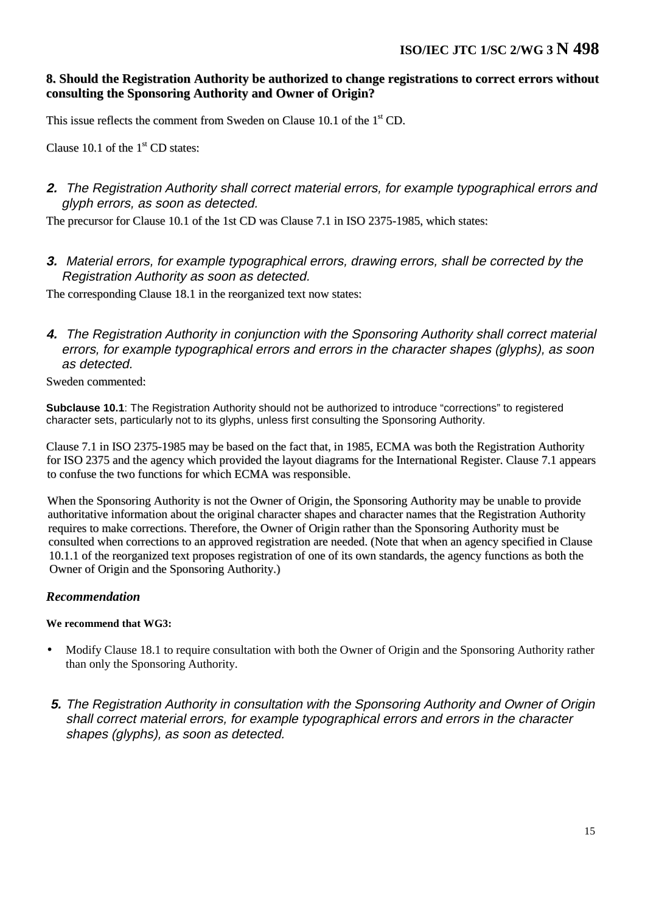**8. Should the Registration Authority be authorized to change registrations to correct errors without consulting the Sponsoring Authority and Owner of Origin?**

This issue reflects the comment from Sweden on Clause 10.1 of the 1st CD.

Clause 10.1 of the 1st CD states:

**2.** *The Registration Authority shall correct material errors, for example typographical errors and glyph errors, as soon as detected.*

The precursor for Clause 10.1 of the 1st CD was Clause 7.1 in ISO 2375-1985, which states:

**3.** *Material errors, for example typographical errors, drawing errors, shall be corrected by the Registration Authority as soon as detected.*

The corresponding Clause 18.1 in the reorganized text now states:

**4.** *The Registration Authority in conjunction with the Sponsoring Authority shall correct material errors, for example typographical errors and errors in the character shapes (glyphs), as soon as detected.*

Sweden commented:

**Subclause 10.1**: The Registration Authority should not be authorized to introduce “corrections” to registered character sets, particularly not to its glyphs, unless first consulting the Sponsoring Authority.

Clause 7.1 in ISO 2375-1985 may be based on the fact that, in 1985, ECMA was both the Registration Authority for ISO 2375 and the agency which provided the layout diagrams for the International Register. Clause 7.1 appears to confuse the two functions for which ECMA was responsible.

When the Sponsoring Authority is not the Owner of Origin, the Sponsoring Authority may be unable to provide authoritative information about the original character shapes and character names that the Registration Authority requires to make corrections. Therefore, the Owner of Origin rather than the Sponsoring Authority must be consulted when corrections to an approved registration are needed. (Note that when an agency specified in Clause 10.1.1 of the reorganized text proposes registration of one of its own standards, the agency functions as both the Owner of Origin and the Sponsoring Authority.)

***Recommendation***

**We recommend that WG3:**

- Modify Clause 18.1 to require consultation with both the Owner of Origin and the Sponsoring Authority rather than only the Sponsoring Authority.

**5.** *The Registration Authority in consultation with the Sponsoring Authority and Owner of Origin shall correct material errors, for example typographical errors and errors in the character shapes (glyphs), as soon as detected.*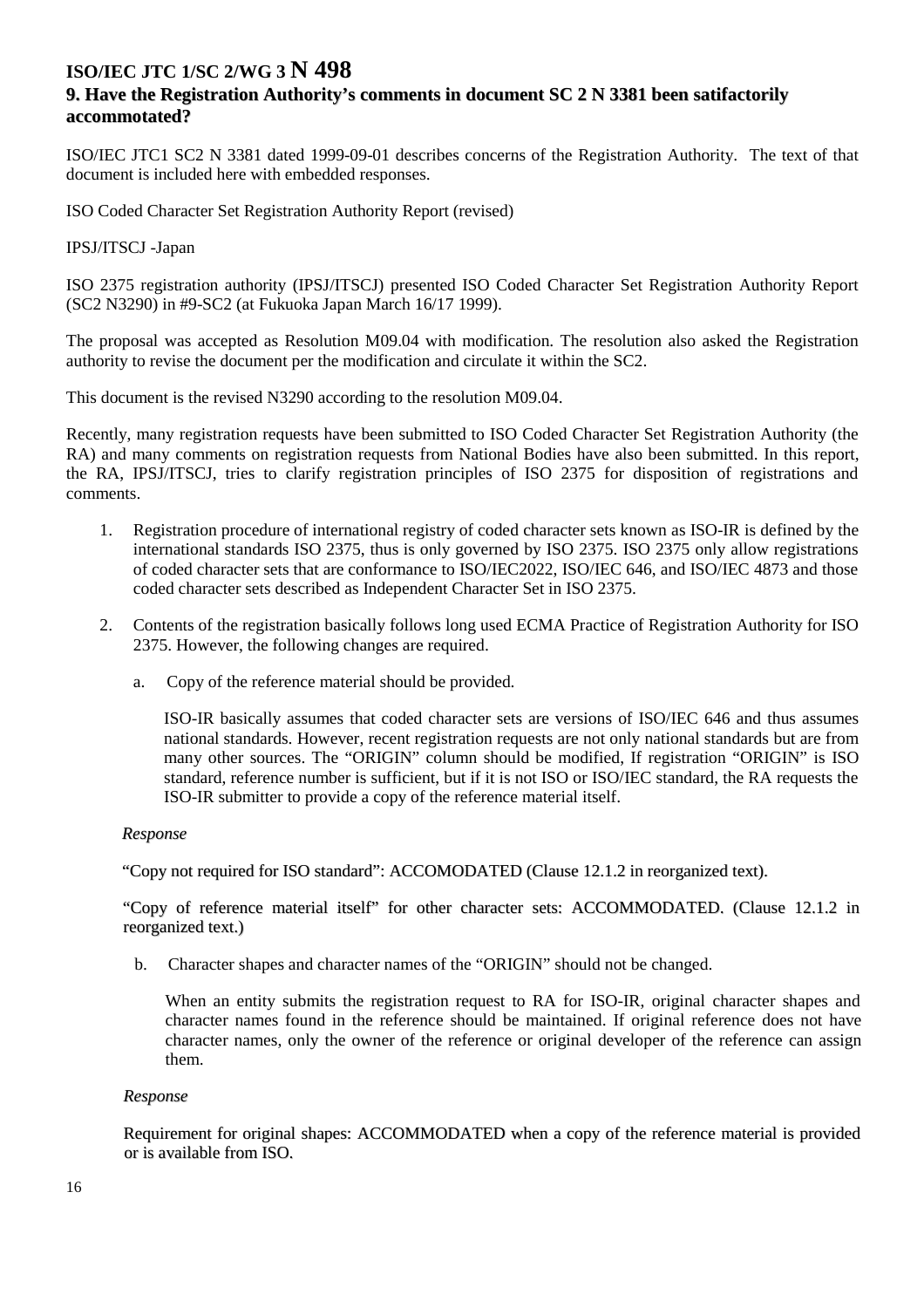# ISO/IEC JTC 1/SC 2/WG 3 N 498

## 9. Have the Registration Authority's comments in document SC 2 N 3381 been satifactorily accommotated?

ISO/IEC JTC1 SC2 N 3381 dated 1999-09-01 describes concerns of the Registration Authority. The text of that document is included here with embedded responses.

ISO Coded Character Set Registration Authority Report (revised)

IPSJ/ITSCJ -Japan

ISO 2375 registration authority (IPSJ/ITSCJ) presented ISO Coded Character Set Registration Authority Report (SC2 N3290) in #9-SC2 (at Fukuoka Japan March 16/17 1999).

The proposal was accepted as Resolution M09.04 with modification. The resolution also asked the Registration authority to revise the document per the modification and circulate it within the SC2.

This document is the revised N3290 according to the resolution M09.04.

Recently, many registration requests have been submitted to ISO Coded Character Set Registration Authority (the RA) and many comments on registration requests from National Bodies have also been submitted. In this report, the RA, IPSJ/ITSCJ, tries to clarify registration principles of ISO 2375 for disposition of registrations and comments.

1. Registration procedure of international registry of coded character sets known as ISO-IR is defined by the international standards ISO 2375, thus is only governed by ISO 2375. ISO 2375 only allow registrations of coded character sets that are conformance to ISO/IEC2022, ISO/IEC 646, and ISO/IEC 4873 and those coded character sets described as Independent Character Set in ISO 2375.

2. Contents of the registration basically follows long used ECMA Practice of Registration Authority for ISO 2375. However, the following changes are required.

   a. Copy of the reference material should be provided.

      ISO-IR basically assumes that coded character sets are versions of ISO/IEC 646 and thus assumes national standards. However, recent registration requests are not only national standards but are from many other sources. The "ORIGIN" column should be modified, If registration "ORIGIN" is ISO standard, reference number is sufficient, but if it is not ISO or ISO/IEC standard, the RA requests the ISO-IR submitter to provide a copy of the reference material itself.

   *Response*

   "Copy not required for ISO standard": ACCOMODATED (Clause 12.1.2 in reorganized text).

   "Copy of reference material itself" for other character sets: ACCOMMODATED. (Clause 12.1.2 in reorganized text.)

   b. Character shapes and character names of the "ORIGIN" should not be changed.

      When an entity submits the registration request to RA for ISO-IR, original character shapes and character names found in the reference should be maintained. If original reference does not have character names, only the owner of the reference or original developer of the reference can assign them.

   *Response*

   Requirement for original shapes: ACCOMMODATED when a copy of the reference material is provided or is available from ISO.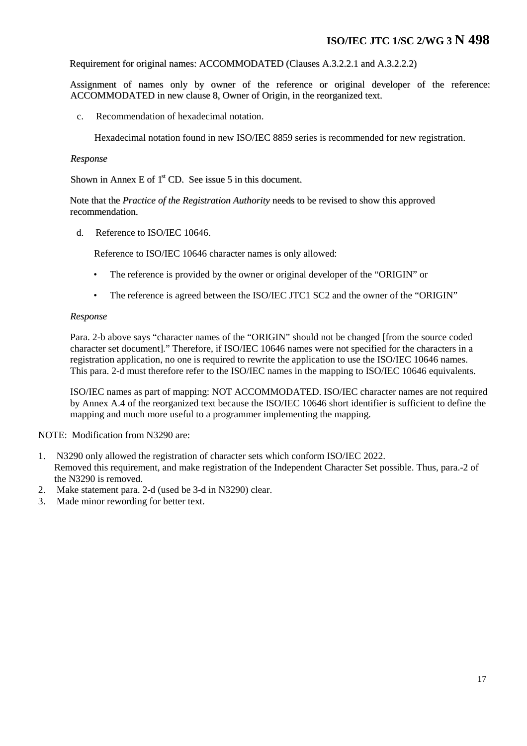Requirement for original names: ACCOMMODATED (Clauses A.3.2.2.1 and A.3.2.2.2)

Assignment of names only by owner of the reference or original developer of the reference: ACCOMMODATED in new clause 8, Owner of Origin, in the reorganized text.

c. Recommendation of hexadecimal notation.

Hexadecimal notation found in new ISO/IEC 8859 series is recommended for new registration.

*Response*

Shown in Annex E of 1st CD. See issue 5 in this document.

Note that the *Practice of the Registration Authority* needs to be revised to show this approved recommendation.

d. Reference to ISO/IEC 10646.

Reference to ISO/IEC 10646 character names is only allowed:

- The reference is provided by the owner or original developer of the "ORIGIN" or
- The reference is agreed between the ISO/IEC JTC1 SC2 and the owner of the "ORIGIN"

*Response*

Para. 2-b above says "character names of the "ORIGIN" should not be changed [from the source coded character set document]." Therefore, if ISO/IEC 10646 names were not specified for the characters in a registration application, no one is required to rewrite the application to use the ISO/IEC 10646 names. This para. 2-d must therefore refer to the ISO/IEC names in the mapping to ISO/IEC 10646 equivalents.

ISO/IEC names as part of mapping: NOT ACCOMMODATED. ISO/IEC character names are not required by Annex A.4 of the reorganized text because the ISO/IEC 10646 short identifier is sufficient to define the mapping and much more useful to a programmer implementing the mapping.

NOTE: Modification from N3290 are:

1. N3290 only allowed the registration of character sets which conform ISO/IEC 2022. Removed this requirement, and make registration of the Independent Character Set possible. Thus, para.-2 of the N3290 is removed.
2. Make statement para. 2-d (used be 3-d in N3290) clear.
3. Made minor rewording for better text.